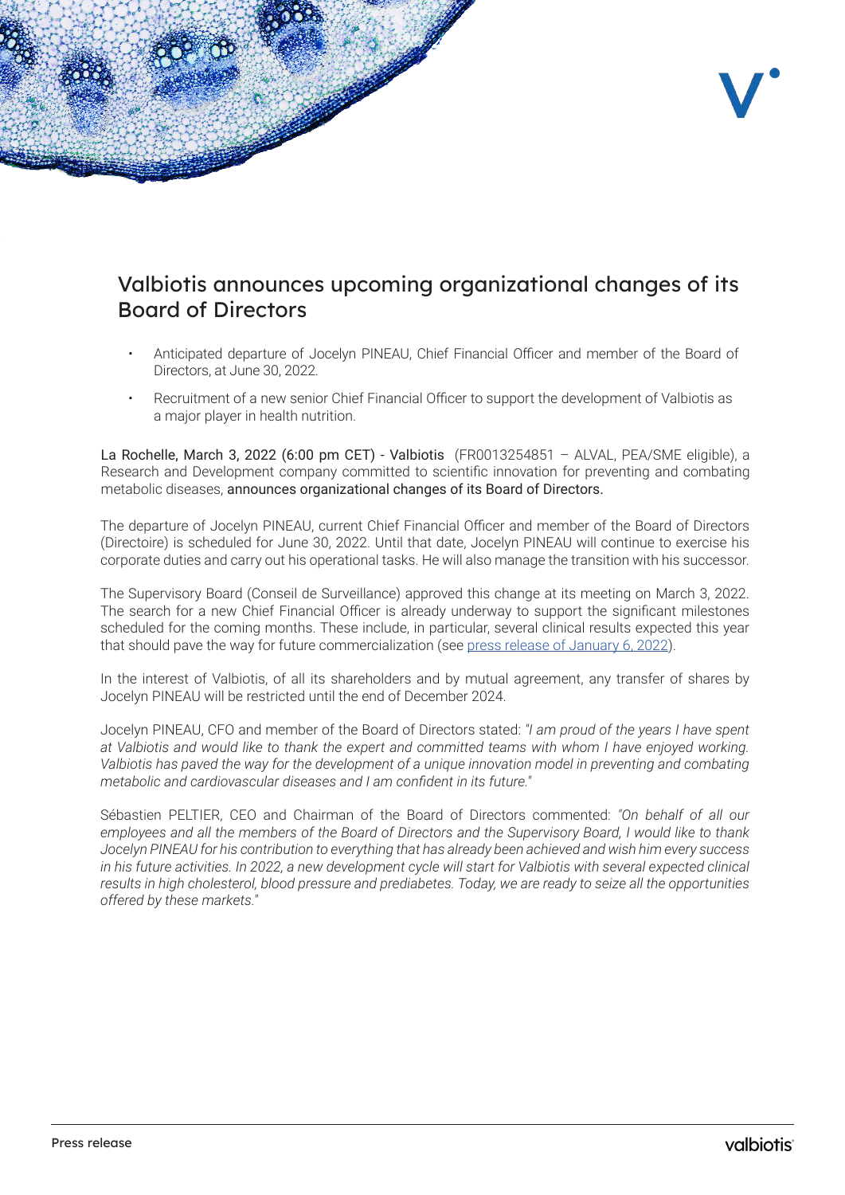# Valbiotis announces upcoming organizational changes of its Board of Directors

- Anticipated departure of Jocelyn PINEAU, Chief Financial Officer and member of the Board of Directors, at June 30, 2022.
- Recruitment of a new senior Chief Financial Officer to support the development of Valbiotis as a major player in health nutrition.

La Rochelle, March 3, 2022 (6:00 pm CET) - Valbiotis (FR0013254851 – ALVAL, PEA/SME eligible), a Research and Development company committed to scientific innovation for preventing and combating metabolic diseases, announces organizational changes of its Board of Directors.

The departure of Jocelyn PINEAU, current Chief Financial Officer and member of the Board of Directors (Directoire) is scheduled for June 30, 2022. Until that date, Jocelyn PINEAU will continue to exercise his corporate duties and carry out his operational tasks. He will also manage the transition with his successor.

The Supervisory Board (Conseil de Surveillance) approved this change at its meeting on March 3, 2022. The search for a new Chief Financial Officer is already underway to support the significant milestones scheduled for the coming months. These include, in particular, several clinical results expected this year that should pave the way for future commercialization (see press release of January 6, 2022).

In the interest of Valbiotis, of all its shareholders and by mutual agreement, any transfer of shares by Jocelyn PINEAU will be restricted until the end of December 2024.

Jocelyn PINEAU, CFO and member of the Board of Directors stated: "*I am proud of the years I have spent at Valbiotis and would like to thank the expert and committed teams with whom I have enjoyed working. Valbiotis has paved the way for the development of a unique innovation model in preventing and combating metabolic and cardiovascular diseases and I am confident in its future.*"

Sébastien PELTIER, CEO and Chairman of the Board of Directors commented: *"On behalf of all our employees and all the members of the Board of Directors and the Supervisory Board, I would like to thank Jocelyn PINEAU for his contribution to everything that has already been achieved and wish him every success in his future activities. In 2022, a new development cycle will start for Valbiotis with several expected clinical results in high cholesterol, blood pressure and prediabetes. Today, we are ready to seize all the opportunities offered by these markets.*"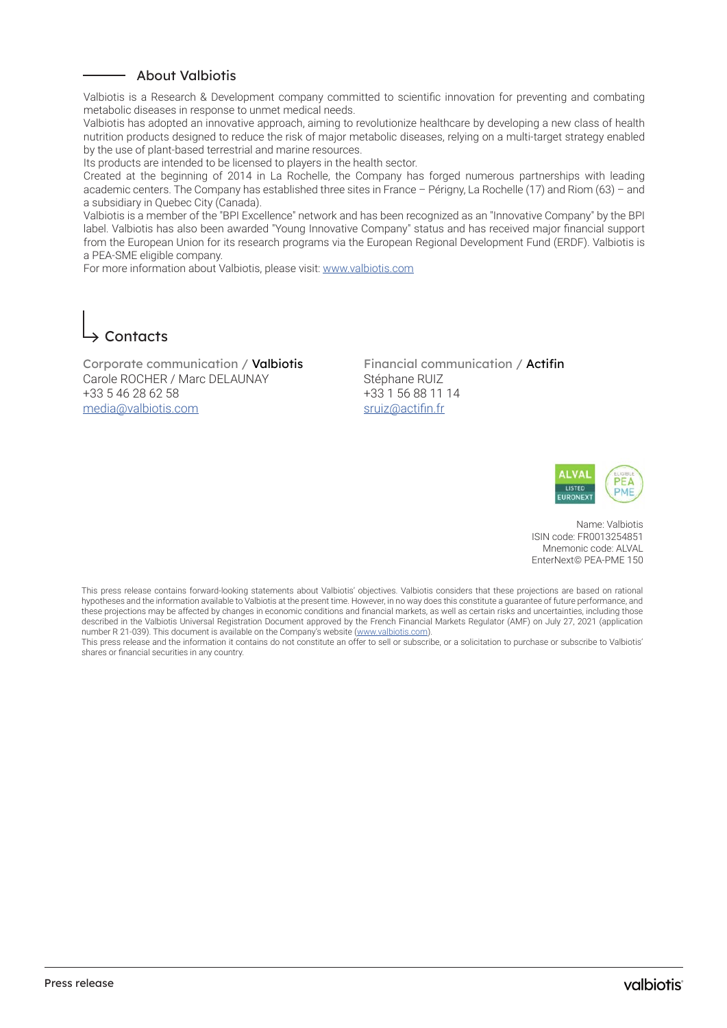## About Valbiotis

Valbiotis is a Research & Development company committed to scientific innovation for preventing and combating metabolic diseases in response to unmet medical needs.
Valbiotis has adopted an innovative approach, aiming to revolutionize healthcare by developing a new class of health nutrition products designed to reduce the risk of major metabolic diseases, relying on a multi-target strategy enabled by the use of plant-based terrestrial and marine resources.
Its products are intended to be licensed to players in the health sector.
Created at the beginning of 2014 in La Rochelle, the Company has forged numerous partnerships with leading academic centers. The Company has established three sites in France – Périgny, La Rochelle (17) and Riom (63) – and a subsidiary in Quebec City (Canada).
Valbiotis is a member of the "BPI Excellence" network and has been recognized as an "Innovative Company" by the BPI label. Valbiotis has also been awarded "Young Innovative Company" status and has received major financial support from the European Union for its research programs via the European Regional Development Fund (ERDF). Valbiotis is a PEA-SME eligible company.
For more information about Valbiotis, please visit: [www.valbiotis.com](http://www.valbiotis.com)

## Contacts

**Corporate communication / Valbiotis**
Carole ROCHER / Marc DELAUNAY
+33 5 46 28 62 58
media@valbiotis.com

**Financial communication / Actifin**
Stéphane RUIZ
+33 1 56 88 11 14
sruiz@actifin.fr

ALVAL LISTED EURONEXT
ELIGIBLE PEA PME

Name: Valbiotis
ISIN code: FR0013254851
Mnemonic code: ALVAL
EnterNext© PEA-PME 150

This press release contains forward-looking statements about Valbiotis' objectives. Valbiotis considers that these projections are based on rational hypotheses and the information available to Valbiotis at the present time. However, in no way does this constitute a guarantee of future performance, and these projections may be affected by changes in economic conditions and financial markets, as well as certain risks and uncertainties, including those described in the Valbiotis Universal Registration Document approved by the French Financial Markets Regulator (AMF) on July 27, 2021 (application number R 21-039). This document is available on the Company's website ([www.valbiotis.com](http://www.valbiotis.com)).
This press release and the information it contains do not constitute an offer to sell or subscribe, or a solicitation to purchase or subscribe to Valbiotis' shares or financial securities in any country.